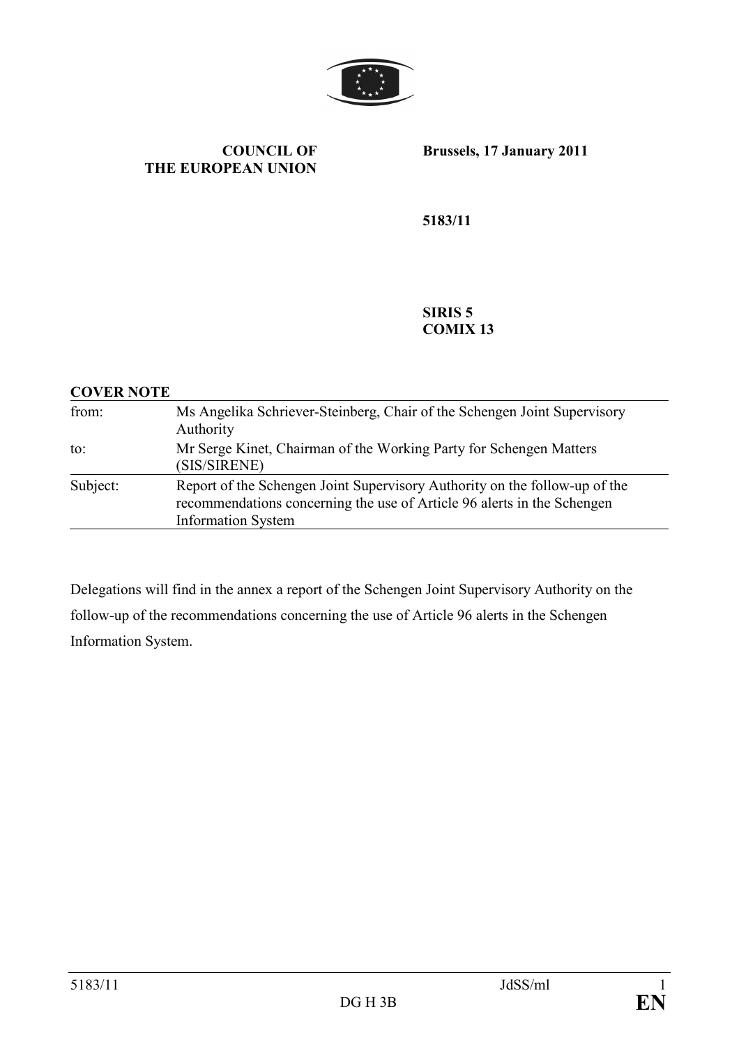**COUNCIL OF THE EUROPEAN UNION**

**Brussels, 17 January 2011**

**5183/11**

**SIRIS 5**
**COMIX 13**

**COVER NOTE**

| | |
|---|---|
| from: | Ms Angelika Schriever-Steinberg, Chair of the Schengen Joint Supervisory Authority |
| to: | Mr Serge Kinet, Chairman of the Working Party for Schengen Matters (SIS/SIRENE) |
| Subject: | Report of the Schengen Joint Supervisory Authority on the follow-up of the recommendations concerning the use of Article 96 alerts in the Schengen Information System |

Delegations will find in the annex a report of the Schengen Joint Supervisory Authority on the follow-up of the recommendations concerning the use of Article 96 alerts in the Schengen Information System.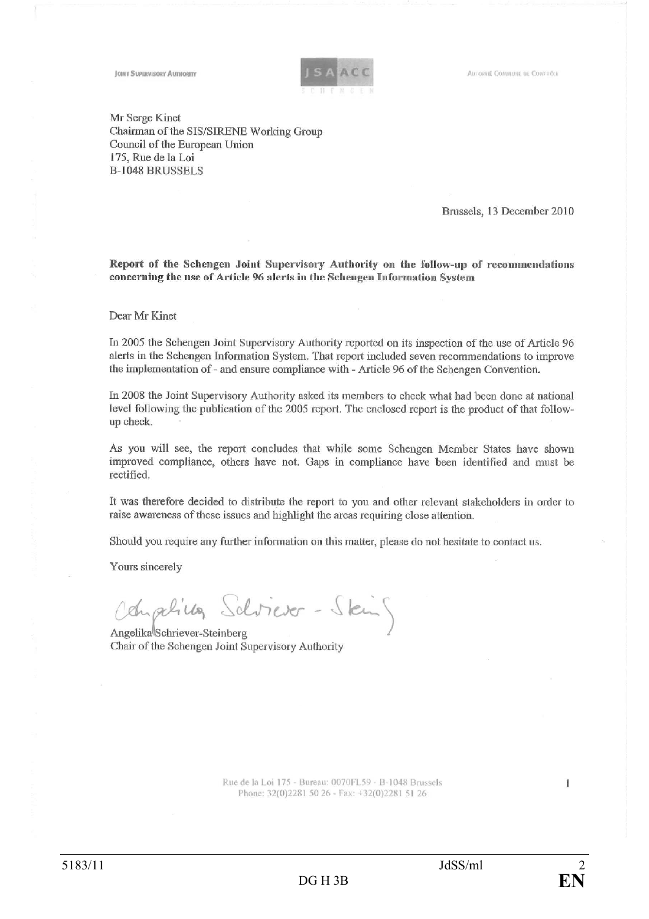JOINT SUPERVISORY AUTHORITY — JSA ACC SCHENGEN — AUTORITÉ COMMUNE DE CONTRÔLE

Mr Serge Kinet
Chairman of the SIS/SIRENE Working Group
Council of the European Union
175, Rue de la Loi
B-1048 BRUSSELS

Brussels, 13 December 2010

**Report of the Schengen Joint Supervisory Authority on the follow-up of recommendations concerning the use of Article 96 alerts in the Schengen Information System**

Dear Mr Kinet

In 2005 the Schengen Joint Supervisory Authority reported on its inspection of the use of Article 96 alerts in the Schengen Information System. That report included seven recommendations to improve the implementation of - and ensure compliance with - Article 96 of the Schengen Convention.

In 2008 the Joint Supervisory Authority asked its members to check what had been done at national level following the publication of the 2005 report. The enclosed report is the product of that follow-up check.

As you will see, the report concludes that while some Schengen Member States have shown improved compliance, others have not. Gaps in compliance have been identified and must be rectified.

It was therefore decided to distribute the report to you and other relevant stakeholders in order to raise awareness of these issues and highlight the areas requiring close attention.

Should you require any further information on this matter, please do not hesitate to contact us.

Yours sincerely

Angelika Schriever-Steinberg
Chair of the Schengen Joint Supervisory Authority

Rue de la Loi 175 - Bureau: 0070FL59 - B-1048 Brussels
Phone: 32(0)2281 50 26 - Fax: +32(0)2281 51 26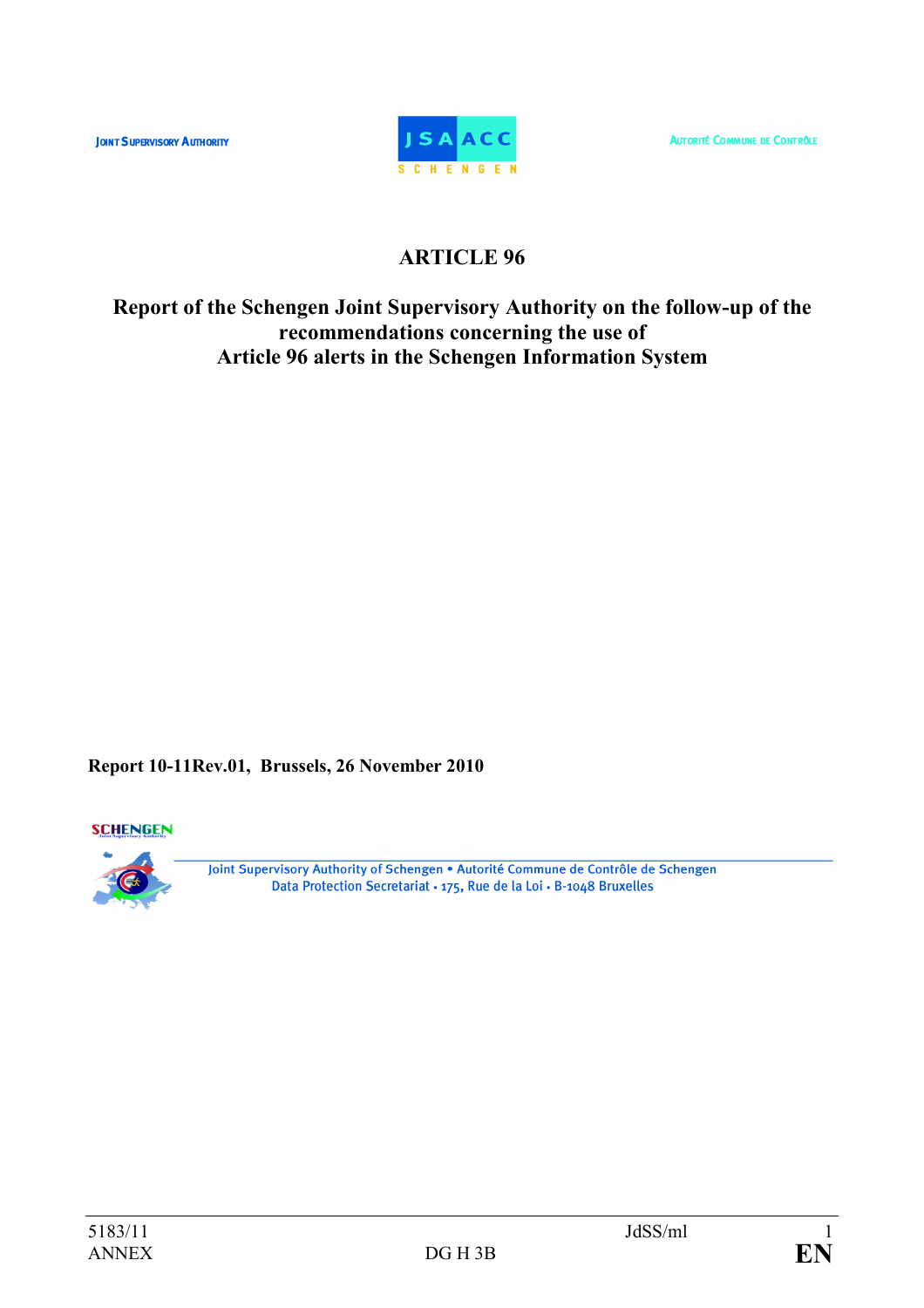JOINT SUPERVISORY AUTHORITY

JSA ACC SCHENGEN

AUTORITÉ COMMUNE DE CONTRÔLE

# ARTICLE 96

## Report of the Schengen Joint Supervisory Authority on the follow-up of the recommendations concerning the use of Article 96 alerts in the Schengen Information System

**Report 10-11Rev.01, Brussels, 26 November 2010**

Joint Supervisory Authority of Schengen • Autorité Commune de Contrôle de Schengen
Data Protection Secretariat • 175, Rue de la Loi • B-1048 Bruxelles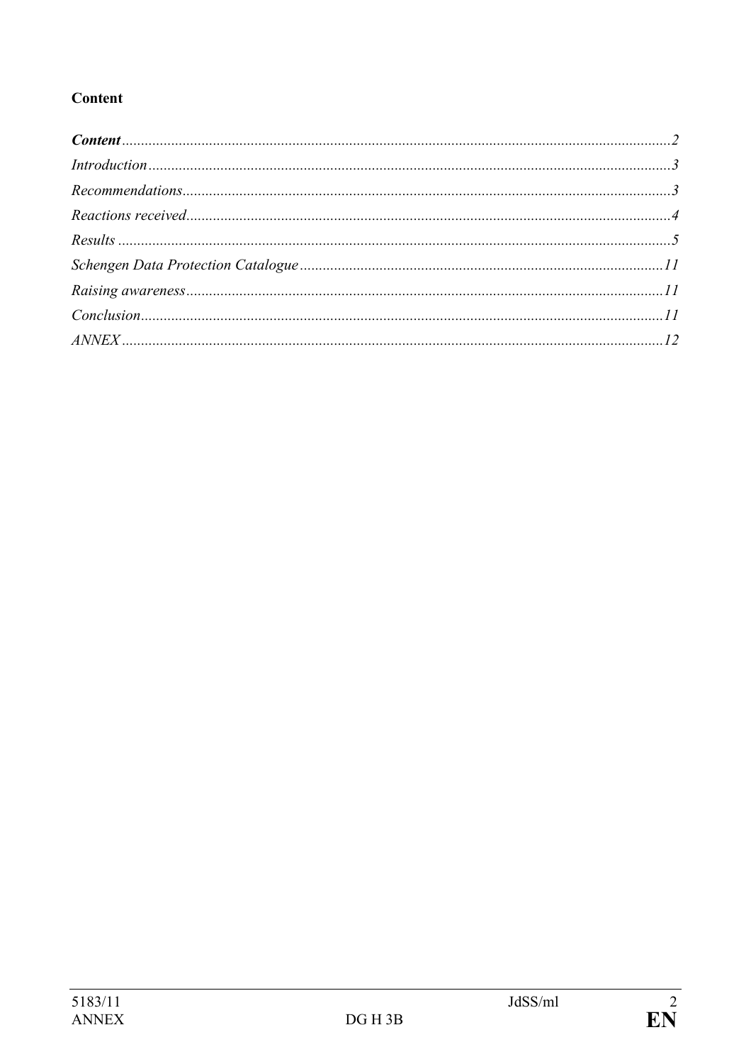**Content**

***Content*** ........................................................................ *2*
*Introduction* ........................................................................ *3*
*Recommendations* ........................................................................ *3*
*Reactions received* ........................................................................ *4*
*Results* ........................................................................ *5*
*Schengen Data Protection Catalogue* ........................................................................ *11*
*Raising awareness* ........................................................................ *11*
*Conclusion* ........................................................................ *11*
*ANNEX* ........................................................................ *12*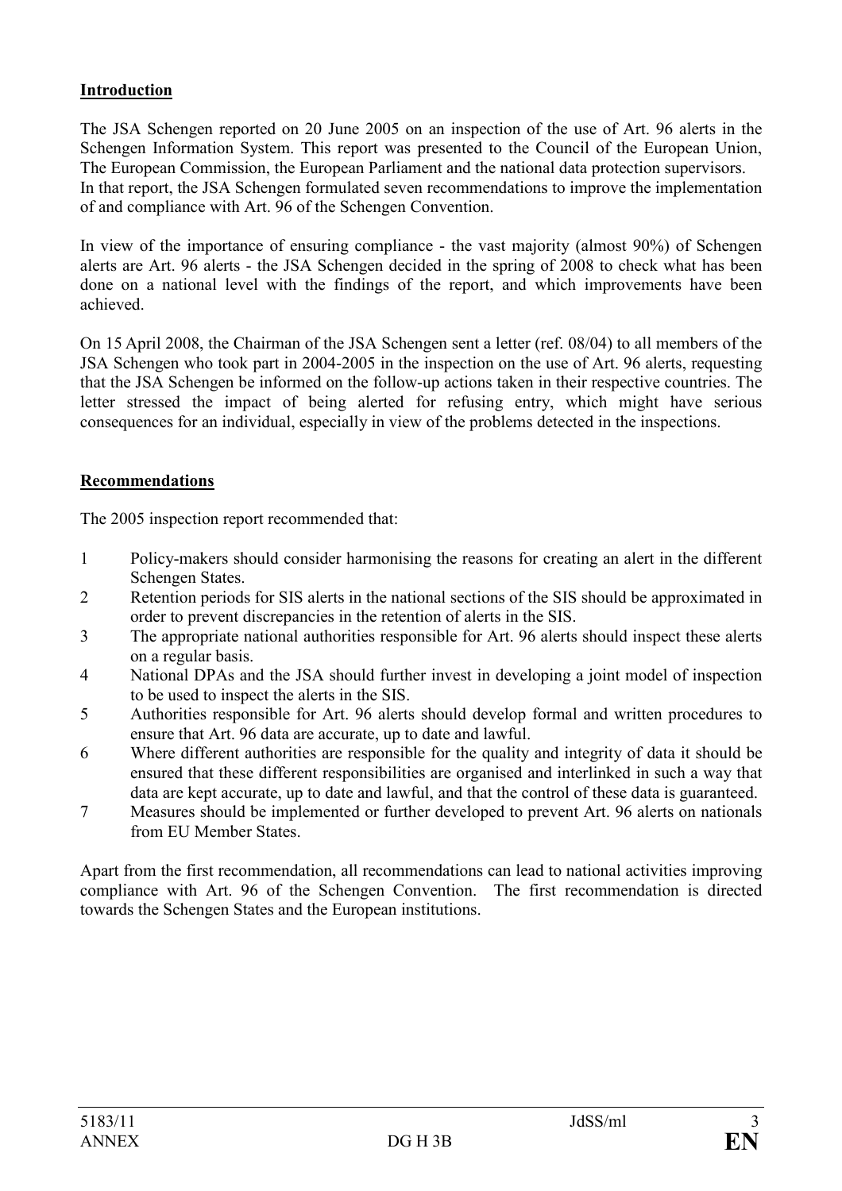## Introduction

The JSA Schengen reported on 20 June 2005 on an inspection of the use of Art. 96 alerts in the Schengen Information System. This report was presented to the Council of the European Union, The European Commission, the European Parliament and the national data protection supervisors. In that report, the JSA Schengen formulated seven recommendations to improve the implementation of and compliance with Art. 96 of the Schengen Convention.

In view of the importance of ensuring compliance - the vast majority (almost 90%) of Schengen alerts are Art. 96 alerts - the JSA Schengen decided in the spring of 2008 to check what has been done on a national level with the findings of the report, and which improvements have been achieved.

On 15 April 2008, the Chairman of the JSA Schengen sent a letter (ref. 08/04) to all members of the JSA Schengen who took part in 2004-2005 in the inspection on the use of Art. 96 alerts, requesting that the JSA Schengen be informed on the follow-up actions taken in their respective countries. The letter stressed the impact of being alerted for refusing entry, which might have serious consequences for an individual, especially in view of the problems detected in the inspections.

## Recommendations

The 2005 inspection report recommended that:

1. Policy-makers should consider harmonising the reasons for creating an alert in the different Schengen States.
2. Retention periods for SIS alerts in the national sections of the SIS should be approximated in order to prevent discrepancies in the retention of alerts in the SIS.
3. The appropriate national authorities responsible for Art. 96 alerts should inspect these alerts on a regular basis.
4. National DPAs and the JSA should further invest in developing a joint model of inspection to be used to inspect the alerts in the SIS.
5. Authorities responsible for Art. 96 alerts should develop formal and written procedures to ensure that Art. 96 data are accurate, up to date and lawful.
6. Where different authorities are responsible for the quality and integrity of data it should be ensured that these different responsibilities are organised and interlinked in such a way that data are kept accurate, up to date and lawful, and that the control of these data is guaranteed.
7. Measures should be implemented or further developed to prevent Art. 96 alerts on nationals from EU Member States.

Apart from the first recommendation, all recommendations can lead to national activities improving compliance with Art. 96 of the Schengen Convention. The first recommendation is directed towards the Schengen States and the European institutions.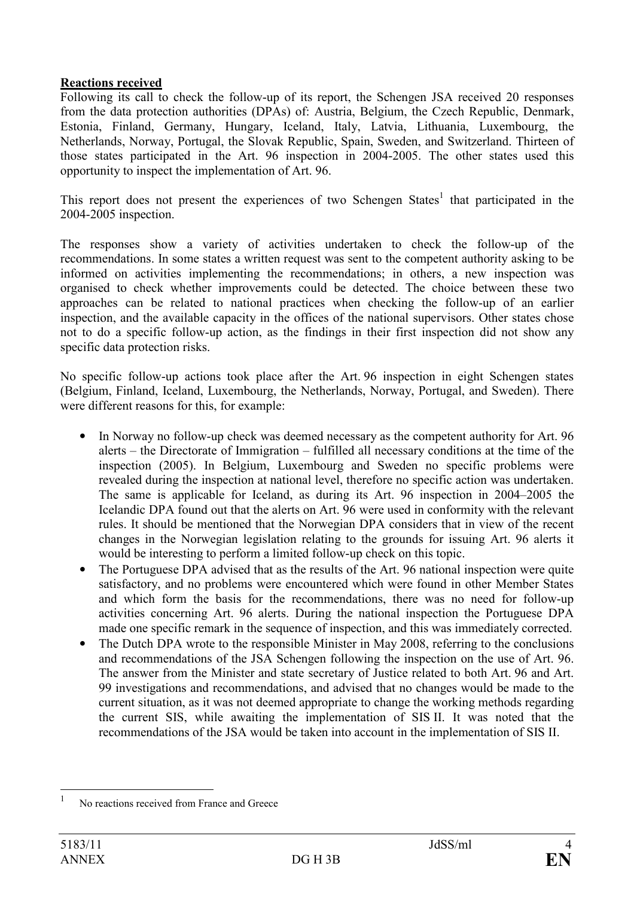**Reactions received**

Following its call to check the follow-up of its report, the Schengen JSA received 20 responses from the data protection authorities (DPAs) of: Austria, Belgium, the Czech Republic, Denmark, Estonia, Finland, Germany, Hungary, Iceland, Italy, Latvia, Lithuania, Luxembourg, the Netherlands, Norway, Portugal, the Slovak Republic, Spain, Sweden, and Switzerland. Thirteen of those states participated in the Art. 96 inspection in 2004-2005. The other states used this opportunity to inspect the implementation of Art. 96.

This report does not present the experiences of two Schengen States[1] that participated in the 2004-2005 inspection.

The responses show a variety of activities undertaken to check the follow-up of the recommendations. In some states a written request was sent to the competent authority asking to be informed on activities implementing the recommendations; in others, a new inspection was organised to check whether improvements could be detected. The choice between these two approaches can be related to national practices when checking the follow-up of an earlier inspection, and the available capacity in the offices of the national supervisors. Other states chose not to do a specific follow-up action, as the findings in their first inspection did not show any specific data protection risks.

No specific follow-up actions took place after the Art. 96 inspection in eight Schengen states (Belgium, Finland, Iceland, Luxembourg, the Netherlands, Norway, Portugal, and Sweden). There were different reasons for this, for example:

- In Norway no follow-up check was deemed necessary as the competent authority for Art. 96 alerts – the Directorate of Immigration – fulfilled all necessary conditions at the time of the inspection (2005). In Belgium, Luxembourg and Sweden no specific problems were revealed during the inspection at national level, therefore no specific action was undertaken. The same is applicable for Iceland, as during its Art. 96 inspection in 2004–2005 the Icelandic DPA found out that the alerts on Art. 96 were used in conformity with the relevant rules. It should be mentioned that the Norwegian DPA considers that in view of the recent changes in the Norwegian legislation relating to the grounds for issuing Art. 96 alerts it would be interesting to perform a limited follow-up check on this topic.
- The Portuguese DPA advised that as the results of the Art. 96 national inspection were quite satisfactory, and no problems were encountered which were found in other Member States and which form the basis for the recommendations, there was no need for follow-up activities concerning Art. 96 alerts. During the national inspection the Portuguese DPA made one specific remark in the sequence of inspection, and this was immediately corrected.
- The Dutch DPA wrote to the responsible Minister in May 2008, referring to the conclusions and recommendations of the JSA Schengen following the inspection on the use of Art. 96. The answer from the Minister and state secretary of Justice related to both Art. 96 and Art. 99 investigations and recommendations, and advised that no changes would be made to the current situation, as it was not deemed appropriate to change the working methods regarding the current SIS, while awaiting the implementation of SIS II. It was noted that the recommendations of the JSA would be taken into account in the implementation of SIS II.

[1] No reactions received from France and Greece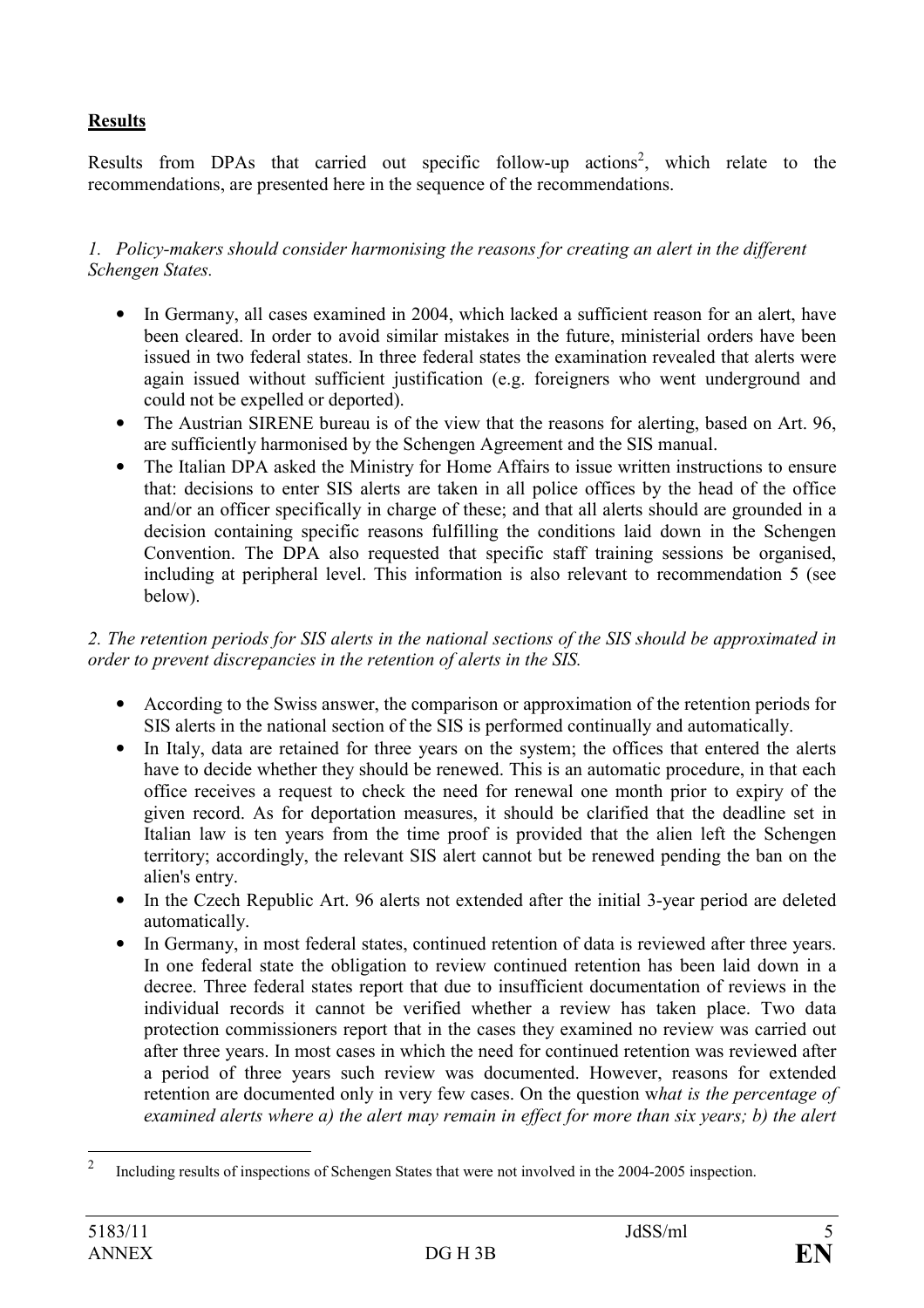## **Results**

Results from DPAs that carried out specific follow-up actions[2], which relate to the recommendations, are presented here in the sequence of the recommendations.

*1. Policy-makers should consider harmonising the reasons for creating an alert in the different Schengen States.*

- In Germany, all cases examined in 2004, which lacked a sufficient reason for an alert, have been cleared. In order to avoid similar mistakes in the future, ministerial orders have been issued in two federal states. In three federal states the examination revealed that alerts were again issued without sufficient justification (e.g. foreigners who went underground and could not be expelled or deported).
- The Austrian SIRENE bureau is of the view that the reasons for alerting, based on Art. 96, are sufficiently harmonised by the Schengen Agreement and the SIS manual.
- The Italian DPA asked the Ministry for Home Affairs to issue written instructions to ensure that: decisions to enter SIS alerts are taken in all police offices by the head of the office and/or an officer specifically in charge of these; and that all alerts should are grounded in a decision containing specific reasons fulfilling the conditions laid down in the Schengen Convention. The DPA also requested that specific staff training sessions be organised, including at peripheral level. This information is also relevant to recommendation 5 (see below).

*2. The retention periods for SIS alerts in the national sections of the SIS should be approximated in order to prevent discrepancies in the retention of alerts in the SIS.*

- According to the Swiss answer, the comparison or approximation of the retention periods for SIS alerts in the national section of the SIS is performed continually and automatically.
- In Italy, data are retained for three years on the system; the offices that entered the alerts have to decide whether they should be renewed. This is an automatic procedure, in that each office receives a request to check the need for renewal one month prior to expiry of the given record. As for deportation measures, it should be clarified that the deadline set in Italian law is ten years from the time proof is provided that the alien left the Schengen territory; accordingly, the relevant SIS alert cannot but be renewed pending the ban on the alien's entry.
- In the Czech Republic Art. 96 alerts not extended after the initial 3-year period are deleted automatically.
- In Germany, in most federal states, continued retention of data is reviewed after three years. In one federal state the obligation to review continued retention has been laid down in a decree. Three federal states report that due to insufficient documentation of reviews in the individual records it cannot be verified whether a review has taken place. Two data protection commissioners report that in the cases they examined no review was carried out after three years. In most cases in which the need for continued retention was reviewed after a period of three years such review was documented. However, reasons for extended retention are documented only in very few cases. On the question w*hat is the percentage of examined alerts where a) the alert may remain in effect for more than six years; b) the alert*

[2] Including results of inspections of Schengen States that were not involved in the 2004-2005 inspection.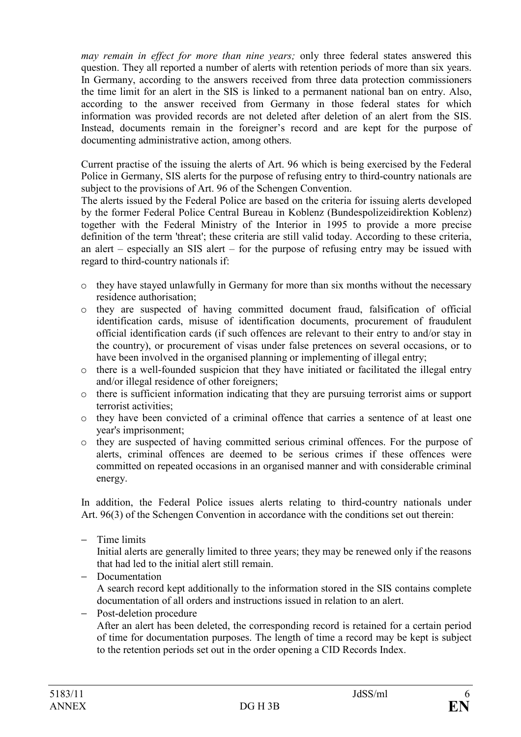*may remain in effect for more than nine years;* only three federal states answered this question. They all reported a number of alerts with retention periods of more than six years. In Germany, according to the answers received from three data protection commissioners the time limit for an alert in the SIS is linked to a permanent national ban on entry. Also, according to the answer received from Germany in those federal states for which information was provided records are not deleted after deletion of an alert from the SIS. Instead, documents remain in the foreigner's record and are kept for the purpose of documenting administrative action, among others.

Current practise of the issuing the alerts of Art. 96 which is being exercised by the Federal Police in Germany, SIS alerts for the purpose of refusing entry to third-country nationals are subject to the provisions of Art. 96 of the Schengen Convention.

The alerts issued by the Federal Police are based on the criteria for issuing alerts developed by the former Federal Police Central Bureau in Koblenz (Bundespolizeidirektion Koblenz) together with the Federal Ministry of the Interior in 1995 to provide a more precise definition of the term 'threat'; these criteria are still valid today. According to these criteria, an alert – especially an SIS alert – for the purpose of refusing entry may be issued with regard to third-country nationals if:

- they have stayed unlawfully in Germany for more than six months without the necessary residence authorisation;
- they are suspected of having committed document fraud, falsification of official identification cards, misuse of identification documents, procurement of fraudulent official identification cards (if such offences are relevant to their entry to and/or stay in the country), or procurement of visas under false pretences on several occasions, or to have been involved in the organised planning or implementing of illegal entry;
- there is a well-founded suspicion that they have initiated or facilitated the illegal entry and/or illegal residence of other foreigners;
- there is sufficient information indicating that they are pursuing terrorist aims or support terrorist activities;
- they have been convicted of a criminal offence that carries a sentence of at least one year's imprisonment;
- they are suspected of having committed serious criminal offences. For the purpose of alerts, criminal offences are deemed to be serious crimes if these offences were committed on repeated occasions in an organised manner and with considerable criminal energy.

In addition, the Federal Police issues alerts relating to third-country nationals under Art. 96(3) of the Schengen Convention in accordance with the conditions set out therein:

- Time limits
  Initial alerts are generally limited to three years; they may be renewed only if the reasons that had led to the initial alert still remain.
- Documentation
  A search record kept additionally to the information stored in the SIS contains complete documentation of all orders and instructions issued in relation to an alert.
- Post-deletion procedure
  After an alert has been deleted, the corresponding record is retained for a certain period of time for documentation purposes. The length of time a record may be kept is subject to the retention periods set out in the order opening a CID Records Index.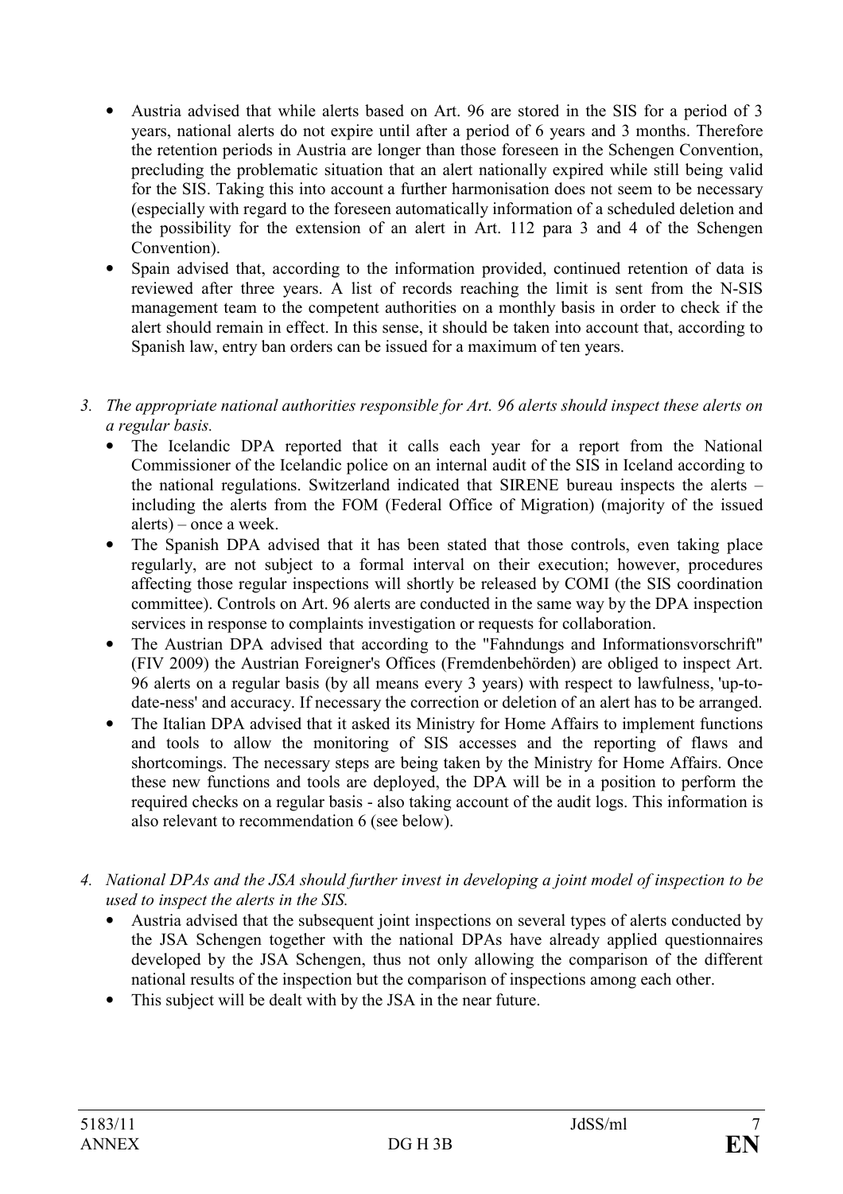- Austria advised that while alerts based on Art. 96 are stored in the SIS for a period of 3 years, national alerts do not expire until after a period of 6 years and 3 months. Therefore the retention periods in Austria are longer than those foreseen in the Schengen Convention, precluding the problematic situation that an alert nationally expired while still being valid for the SIS. Taking this into account a further harmonisation does not seem to be necessary (especially with regard to the foreseen automatically information of a scheduled deletion and the possibility for the extension of an alert in Art. 112 para 3 and 4 of the Schengen Convention).
- Spain advised that, according to the information provided, continued retention of data is reviewed after three years. A list of records reaching the limit is sent from the N-SIS management team to the competent authorities on a monthly basis in order to check if the alert should remain in effect. In this sense, it should be taken into account that, according to Spanish law, entry ban orders can be issued for a maximum of ten years.

3. *The appropriate national authorities responsible for Art. 96 alerts should inspect these alerts on a regular basis.*
   - The Icelandic DPA reported that it calls each year for a report from the National Commissioner of the Icelandic police on an internal audit of the SIS in Iceland according to the national regulations. Switzerland indicated that SIRENE bureau inspects the alerts – including the alerts from the FOM (Federal Office of Migration) (majority of the issued alerts) – once a week.
   - The Spanish DPA advised that it has been stated that those controls, even taking place regularly, are not subject to a formal interval on their execution; however, procedures affecting those regular inspections will shortly be released by COMI (the SIS coordination committee). Controls on Art. 96 alerts are conducted in the same way by the DPA inspection services in response to complaints investigation or requests for collaboration.
   - The Austrian DPA advised that according to the "Fahndungs and Informationsvorschrift" (FIV 2009) the Austrian Foreigner's Offices (Fremdenbehörden) are obliged to inspect Art. 96 alerts on a regular basis (by all means every 3 years) with respect to lawfulness, 'up-to-date-ness' and accuracy. If necessary the correction or deletion of an alert has to be arranged.
   - The Italian DPA advised that it asked its Ministry for Home Affairs to implement functions and tools to allow the monitoring of SIS accesses and the reporting of flaws and shortcomings. The necessary steps are being taken by the Ministry for Home Affairs. Once these new functions and tools are deployed, the DPA will be in a position to perform the required checks on a regular basis - also taking account of the audit logs. This information is also relevant to recommendation 6 (see below).

4. *National DPAs and the JSA should further invest in developing a joint model of inspection to be used to inspect the alerts in the SIS.*
   - Austria advised that the subsequent joint inspections on several types of alerts conducted by the JSA Schengen together with the national DPAs have already applied questionnaires developed by the JSA Schengen, thus not only allowing the comparison of the different national results of the inspection but the comparison of inspections among each other.
   - This subject will be dealt with by the JSA in the near future.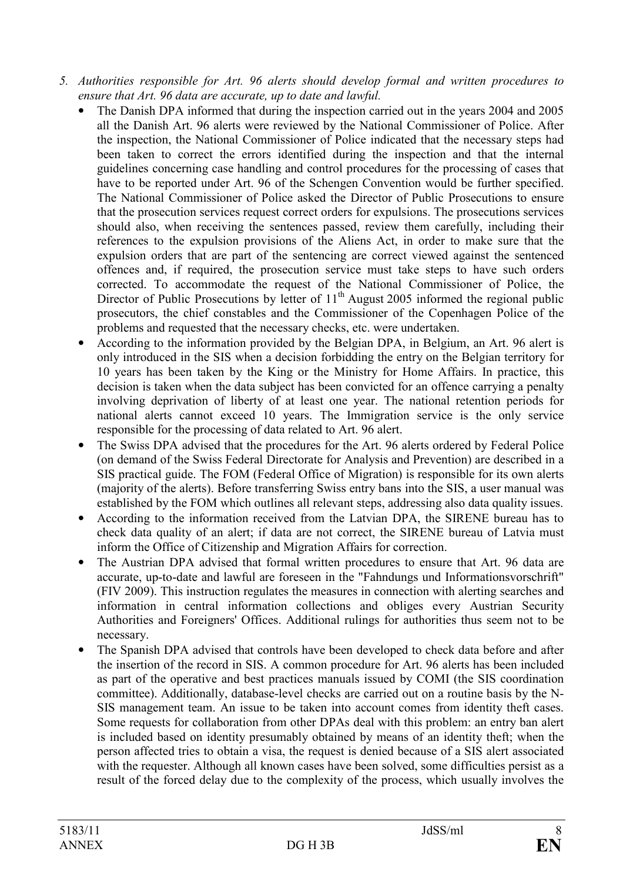5. *Authorities responsible for Art. 96 alerts should develop formal and written procedures to ensure that Art. 96 data are accurate, up to date and lawful.*

- The Danish DPA informed that during the inspection carried out in the years 2004 and 2005 all the Danish Art. 96 alerts were reviewed by the National Commissioner of Police. After the inspection, the National Commissioner of Police indicated that the necessary steps had been taken to correct the errors identified during the inspection and that the internal guidelines concerning case handling and control procedures for the processing of cases that have to be reported under Art. 96 of the Schengen Convention would be further specified. The National Commissioner of Police asked the Director of Public Prosecutions to ensure that the prosecution services request correct orders for expulsions. The prosecutions services should also, when receiving the sentences passed, review them carefully, including their references to the expulsion provisions of the Aliens Act, in order to make sure that the expulsion orders that are part of the sentencing are correct viewed against the sentenced offences and, if required, the prosecution service must take steps to have such orders corrected. To accommodate the request of the National Commissioner of Police, the Director of Public Prosecutions by letter of 11th August 2005 informed the regional public prosecutors, the chief constables and the Commissioner of the Copenhagen Police of the problems and requested that the necessary checks, etc. were undertaken.
- According to the information provided by the Belgian DPA, in Belgium, an Art. 96 alert is only introduced in the SIS when a decision forbidding the entry on the Belgian territory for 10 years has been taken by the King or the Ministry for Home Affairs. In practice, this decision is taken when the data subject has been convicted for an offence carrying a penalty involving deprivation of liberty of at least one year. The national retention periods for national alerts cannot exceed 10 years. The Immigration service is the only service responsible for the processing of data related to Art. 96 alert.
- The Swiss DPA advised that the procedures for the Art. 96 alerts ordered by Federal Police (on demand of the Swiss Federal Directorate for Analysis and Prevention) are described in a SIS practical guide. The FOM (Federal Office of Migration) is responsible for its own alerts (majority of the alerts). Before transferring Swiss entry bans into the SIS, a user manual was established by the FOM which outlines all relevant steps, addressing also data quality issues.
- According to the information received from the Latvian DPA, the SIRENE bureau has to check data quality of an alert; if data are not correct, the SIRENE bureau of Latvia must inform the Office of Citizenship and Migration Affairs for correction.
- The Austrian DPA advised that formal written procedures to ensure that Art. 96 data are accurate, up-to-date and lawful are foreseen in the "Fahndungs und Informationsvorschrift" (FIV 2009). This instruction regulates the measures in connection with alerting searches and information in central information collections and obliges every Austrian Security Authorities and Foreigners' Offices. Additional rulings for authorities thus seem not to be necessary.
- The Spanish DPA advised that controls have been developed to check data before and after the insertion of the record in SIS. A common procedure for Art. 96 alerts has been included as part of the operative and best practices manuals issued by COMI (the SIS coordination committee). Additionally, database-level checks are carried out on a routine basis by the N-SIS management team. An issue to be taken into account comes from identity theft cases. Some requests for collaboration from other DPAs deal with this problem: an entry ban alert is included based on identity presumably obtained by means of an identity theft; when the person affected tries to obtain a visa, the request is denied because of a SIS alert associated with the requester. Although all known cases have been solved, some difficulties persist as a result of the forced delay due to the complexity of the process, which usually involves the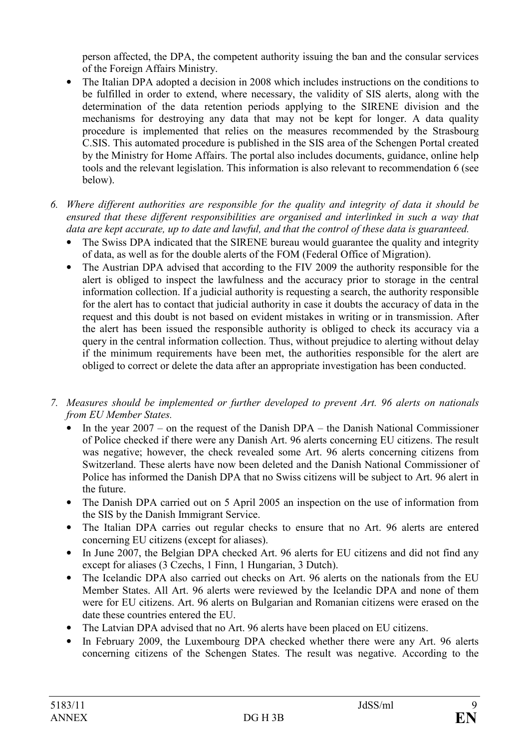person affected, the DPA, the competent authority issuing the ban and the consular services of the Foreign Affairs Ministry.

- The Italian DPA adopted a decision in 2008 which includes instructions on the conditions to be fulfilled in order to extend, where necessary, the validity of SIS alerts, along with the determination of the data retention periods applying to the SIRENE division and the mechanisms for destroying any data that may not be kept for longer. A data quality procedure is implemented that relies on the measures recommended by the Strasbourg C.SIS. This automated procedure is published in the SIS area of the Schengen Portal created by the Ministry for Home Affairs. The portal also includes documents, guidance, online help tools and the relevant legislation. This information is also relevant to recommendation 6 (see below).

6. *Where different authorities are responsible for the quality and integrity of data it should be ensured that these different responsibilities are organised and interlinked in such a way that data are kept accurate, up to date and lawful, and that the control of these data is guaranteed.*
   - The Swiss DPA indicated that the SIRENE bureau would guarantee the quality and integrity of data, as well as for the double alerts of the FOM (Federal Office of Migration).
   - The Austrian DPA advised that according to the FIV 2009 the authority responsible for the alert is obliged to inspect the lawfulness and the accuracy prior to storage in the central information collection. If a judicial authority is requesting a search, the authority responsible for the alert has to contact that judicial authority in case it doubts the accuracy of data in the request and this doubt is not based on evident mistakes in writing or in transmission. After the alert has been issued the responsible authority is obliged to check its accuracy via a query in the central information collection. Thus, without prejudice to alerting without delay if the minimum requirements have been met, the authorities responsible for the alert are obliged to correct or delete the data after an appropriate investigation has been conducted.

7. *Measures should be implemented or further developed to prevent Art. 96 alerts on nationals from EU Member States.*
   - In the year 2007 – on the request of the Danish DPA – the Danish National Commissioner of Police checked if there were any Danish Art. 96 alerts concerning EU citizens. The result was negative; however, the check revealed some Art. 96 alerts concerning citizens from Switzerland. These alerts have now been deleted and the Danish National Commissioner of Police has informed the Danish DPA that no Swiss citizens will be subject to Art. 96 alert in the future.
   - The Danish DPA carried out on 5 April 2005 an inspection on the use of information from the SIS by the Danish Immigrant Service.
   - The Italian DPA carries out regular checks to ensure that no Art. 96 alerts are entered concerning EU citizens (except for aliases).
   - In June 2007, the Belgian DPA checked Art. 96 alerts for EU citizens and did not find any except for aliases (3 Czechs, 1 Finn, 1 Hungarian, 3 Dutch).
   - The Icelandic DPA also carried out checks on Art. 96 alerts on the nationals from the EU Member States. All Art. 96 alerts were reviewed by the Icelandic DPA and none of them were for EU citizens. Art. 96 alerts on Bulgarian and Romanian citizens were erased on the date these countries entered the EU.
   - The Latvian DPA advised that no Art. 96 alerts have been placed on EU citizens.
   - In February 2009, the Luxembourg DPA checked whether there were any Art. 96 alerts concerning citizens of the Schengen States. The result was negative. According to the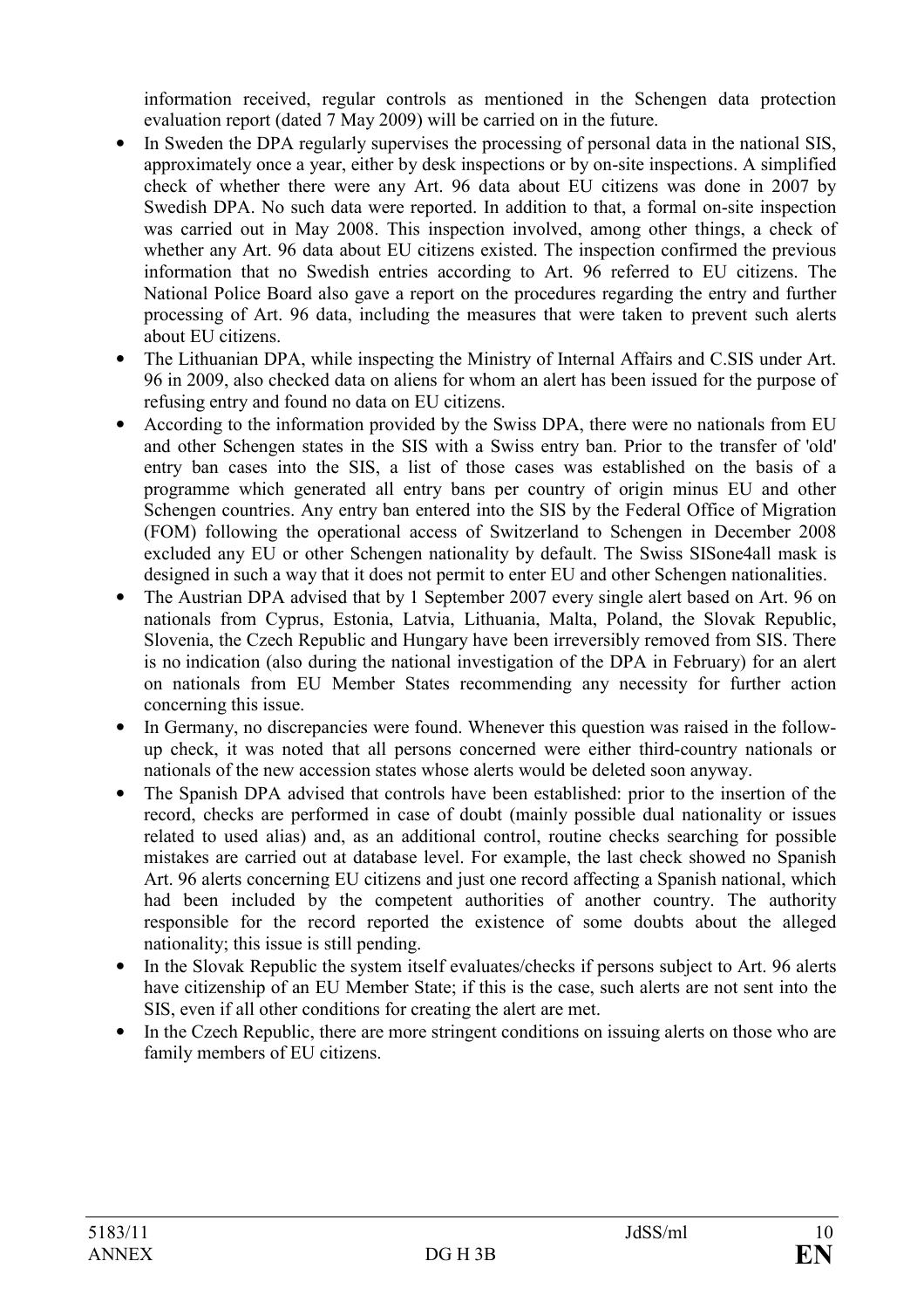information received, regular controls as mentioned in the Schengen data protection evaluation report (dated 7 May 2009) will be carried on in the future.

- In Sweden the DPA regularly supervises the processing of personal data in the national SIS, approximately once a year, either by desk inspections or by on-site inspections. A simplified check of whether there were any Art. 96 data about EU citizens was done in 2007 by Swedish DPA. No such data were reported. In addition to that, a formal on-site inspection was carried out in May 2008. This inspection involved, among other things, a check of whether any Art. 96 data about EU citizens existed. The inspection confirmed the previous information that no Swedish entries according to Art. 96 referred to EU citizens. The National Police Board also gave a report on the procedures regarding the entry and further processing of Art. 96 data, including the measures that were taken to prevent such alerts about EU citizens.
- The Lithuanian DPA, while inspecting the Ministry of Internal Affairs and C.SIS under Art. 96 in 2009, also checked data on aliens for whom an alert has been issued for the purpose of refusing entry and found no data on EU citizens.
- According to the information provided by the Swiss DPA, there were no nationals from EU and other Schengen states in the SIS with a Swiss entry ban. Prior to the transfer of 'old' entry ban cases into the SIS, a list of those cases was established on the basis of a programme which generated all entry bans per country of origin minus EU and other Schengen countries. Any entry ban entered into the SIS by the Federal Office of Migration (FOM) following the operational access of Switzerland to Schengen in December 2008 excluded any EU or other Schengen nationality by default. The Swiss SISone4all mask is designed in such a way that it does not permit to enter EU and other Schengen nationalities.
- The Austrian DPA advised that by 1 September 2007 every single alert based on Art. 96 on nationals from Cyprus, Estonia, Latvia, Lithuania, Malta, Poland, the Slovak Republic, Slovenia, the Czech Republic and Hungary have been irreversibly removed from SIS. There is no indication (also during the national investigation of the DPA in February) for an alert on nationals from EU Member States recommending any necessity for further action concerning this issue.
- In Germany, no discrepancies were found. Whenever this question was raised in the follow-up check, it was noted that all persons concerned were either third-country nationals or nationals of the new accession states whose alerts would be deleted soon anyway.
- The Spanish DPA advised that controls have been established: prior to the insertion of the record, checks are performed in case of doubt (mainly possible dual nationality or issues related to used alias) and, as an additional control, routine checks searching for possible mistakes are carried out at database level. For example, the last check showed no Spanish Art. 96 alerts concerning EU citizens and just one record affecting a Spanish national, which had been included by the competent authorities of another country. The authority responsible for the record reported the existence of some doubts about the alleged nationality; this issue is still pending.
- In the Slovak Republic the system itself evaluates/checks if persons subject to Art. 96 alerts have citizenship of an EU Member State; if this is the case, such alerts are not sent into the SIS, even if all other conditions for creating the alert are met.
- In the Czech Republic, there are more stringent conditions on issuing alerts on those who are family members of EU citizens.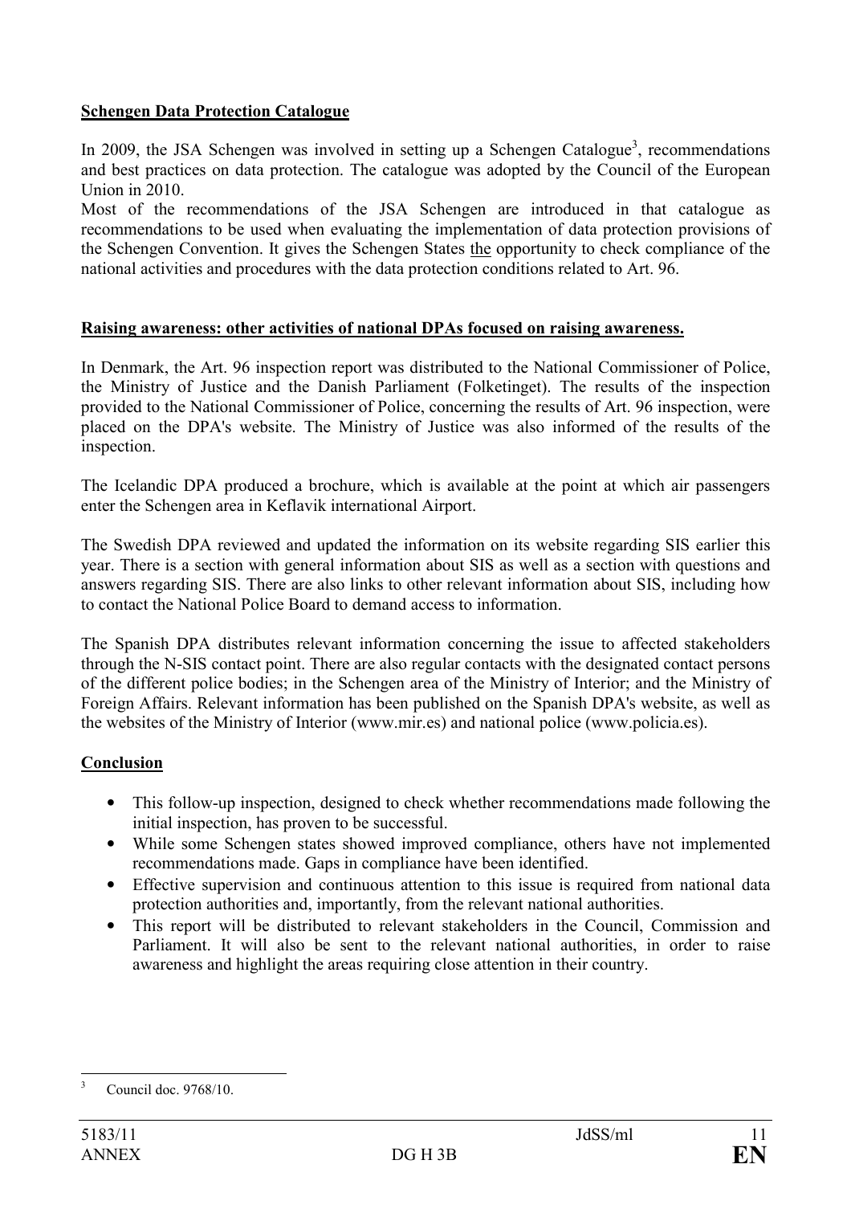**Schengen Data Protection Catalogue**

In 2009, the JSA Schengen was involved in setting up a Schengen Catalogue[3], recommendations and best practices on data protection. The catalogue was adopted by the Council of the European Union in 2010.

Most of the recommendations of the JSA Schengen are introduced in that catalogue as recommendations to be used when evaluating the implementation of data protection provisions of the Schengen Convention. It gives the Schengen States the opportunity to check compliance of the national activities and procedures with the data protection conditions related to Art. 96.

**Raising awareness: other activities of national DPAs focused on raising awareness.**

In Denmark, the Art. 96 inspection report was distributed to the National Commissioner of Police, the Ministry of Justice and the Danish Parliament (Folketinget). The results of the inspection provided to the National Commissioner of Police, concerning the results of Art. 96 inspection, were placed on the DPA's website. The Ministry of Justice was also informed of the results of the inspection.

The Icelandic DPA produced a brochure, which is available at the point at which air passengers enter the Schengen area in Keflavik international Airport.

The Swedish DPA reviewed and updated the information on its website regarding SIS earlier this year. There is a section with general information about SIS as well as a section with questions and answers regarding SIS. There are also links to other relevant information about SIS, including how to contact the National Police Board to demand access to information.

The Spanish DPA distributes relevant information concerning the issue to affected stakeholders through the N-SIS contact point. There are also regular contacts with the designated contact persons of the different police bodies; in the Schengen area of the Ministry of Interior; and the Ministry of Foreign Affairs. Relevant information has been published on the Spanish DPA's website, as well as the websites of the Ministry of Interior (www.mir.es) and national police (www.policia.es).

**Conclusion**

- This follow-up inspection, designed to check whether recommendations made following the initial inspection, has proven to be successful.
- While some Schengen states showed improved compliance, others have not implemented recommendations made. Gaps in compliance have been identified.
- Effective supervision and continuous attention to this issue is required from national data protection authorities and, importantly, from the relevant national authorities.
- This report will be distributed to relevant stakeholders in the Council, Commission and Parliament. It will also be sent to the relevant national authorities, in order to raise awareness and highlight the areas requiring close attention in their country.

[3] Council doc. 9768/10.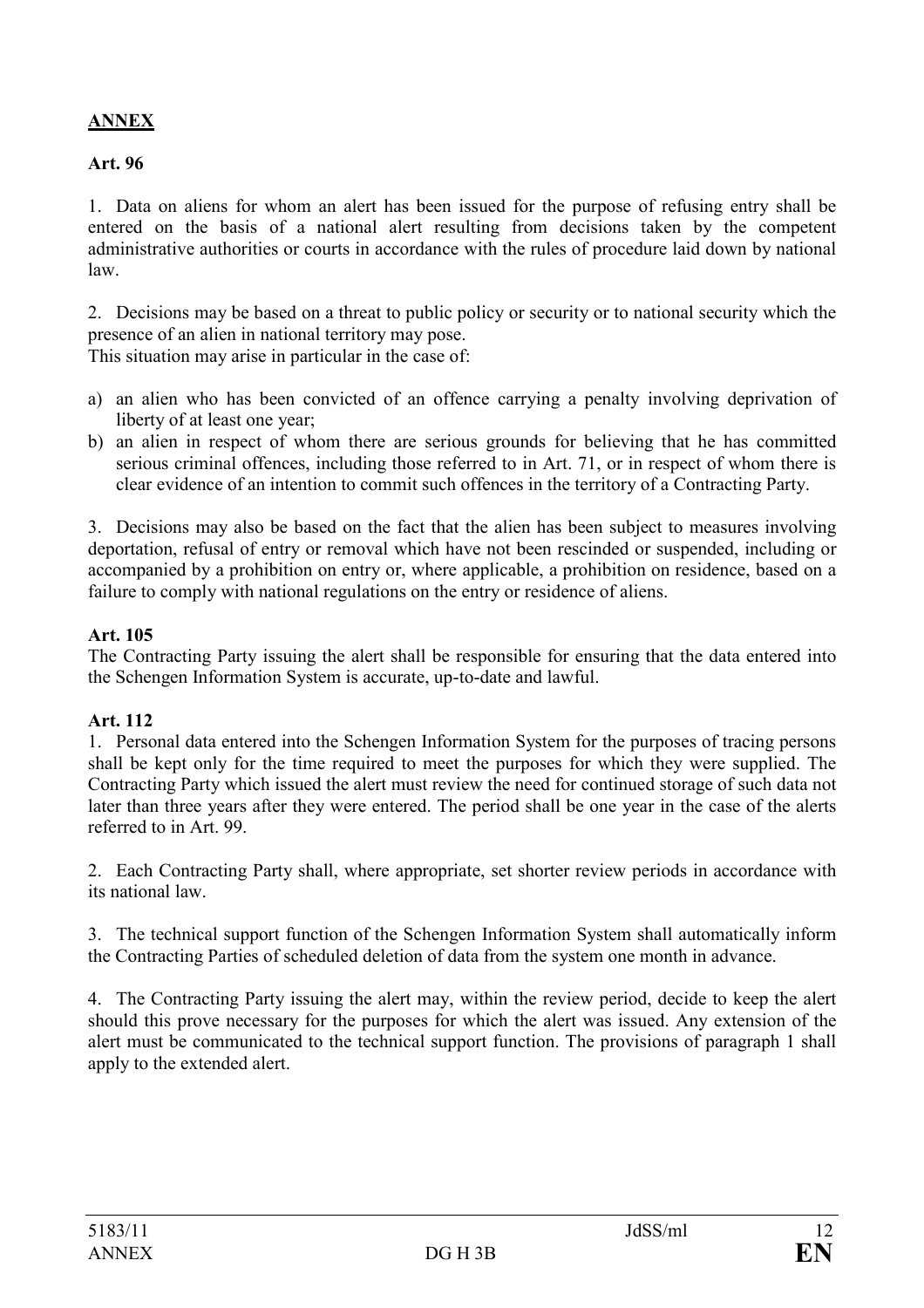## ANNEX

### Art. 96

1. Data on aliens for whom an alert has been issued for the purpose of refusing entry shall be entered on the basis of a national alert resulting from decisions taken by the competent administrative authorities or courts in accordance with the rules of procedure laid down by national law.

2. Decisions may be based on a threat to public policy or security or to national security which the presence of an alien in national territory may pose.
This situation may arise in particular in the case of:

a) an alien who has been convicted of an offence carrying a penalty involving deprivation of liberty of at least one year;
b) an alien in respect of whom there are serious grounds for believing that he has committed serious criminal offences, including those referred to in Art. 71, or in respect of whom there is clear evidence of an intention to commit such offences in the territory of a Contracting Party.

3. Decisions may also be based on the fact that the alien has been subject to measures involving deportation, refusal of entry or removal which have not been rescinded or suspended, including or accompanied by a prohibition on entry or, where applicable, a prohibition on residence, based on a failure to comply with national regulations on the entry or residence of aliens.

### Art. 105

The Contracting Party issuing the alert shall be responsible for ensuring that the data entered into the Schengen Information System is accurate, up-to-date and lawful.

### Art. 112

1. Personal data entered into the Schengen Information System for the purposes of tracing persons shall be kept only for the time required to meet the purposes for which they were supplied. The Contracting Party which issued the alert must review the need for continued storage of such data not later than three years after they were entered. The period shall be one year in the case of the alerts referred to in Art. 99.

2. Each Contracting Party shall, where appropriate, set shorter review periods in accordance with its national law.

3. The technical support function of the Schengen Information System shall automatically inform the Contracting Parties of scheduled deletion of data from the system one month in advance.

4. The Contracting Party issuing the alert may, within the review period, decide to keep the alert should this prove necessary for the purposes for which the alert was issued. Any extension of the alert must be communicated to the technical support function. The provisions of paragraph 1 shall apply to the extended alert.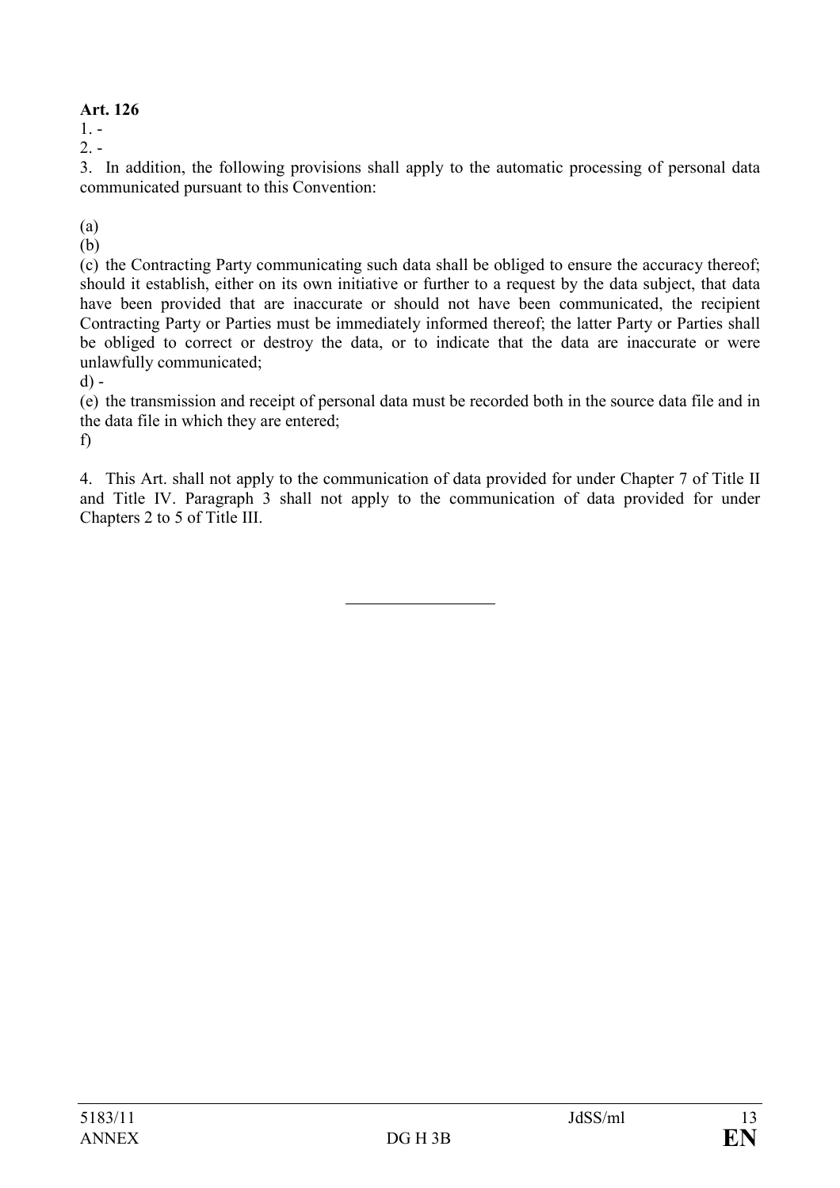**Art. 126**

1. -

2. -

3. In addition, the following provisions shall apply to the automatic processing of personal data communicated pursuant to this Convention:

(a)

(b)

(c) the Contracting Party communicating such data shall be obliged to ensure the accuracy thereof; should it establish, either on its own initiative or further to a request by the data subject, that data have been provided that are inaccurate or should not have been communicated, the recipient Contracting Party or Parties must be immediately informed thereof; the latter Party or Parties shall be obliged to correct or destroy the data, or to indicate that the data are inaccurate or were unlawfully communicated;

d) -

(e) the transmission and receipt of personal data must be recorded both in the source data file and in the data file in which they are entered;

f)

4. This Art. shall not apply to the communication of data provided for under Chapter 7 of Title II and Title IV. Paragraph 3 shall not apply to the communication of data provided for under Chapters 2 to 5 of Title III.